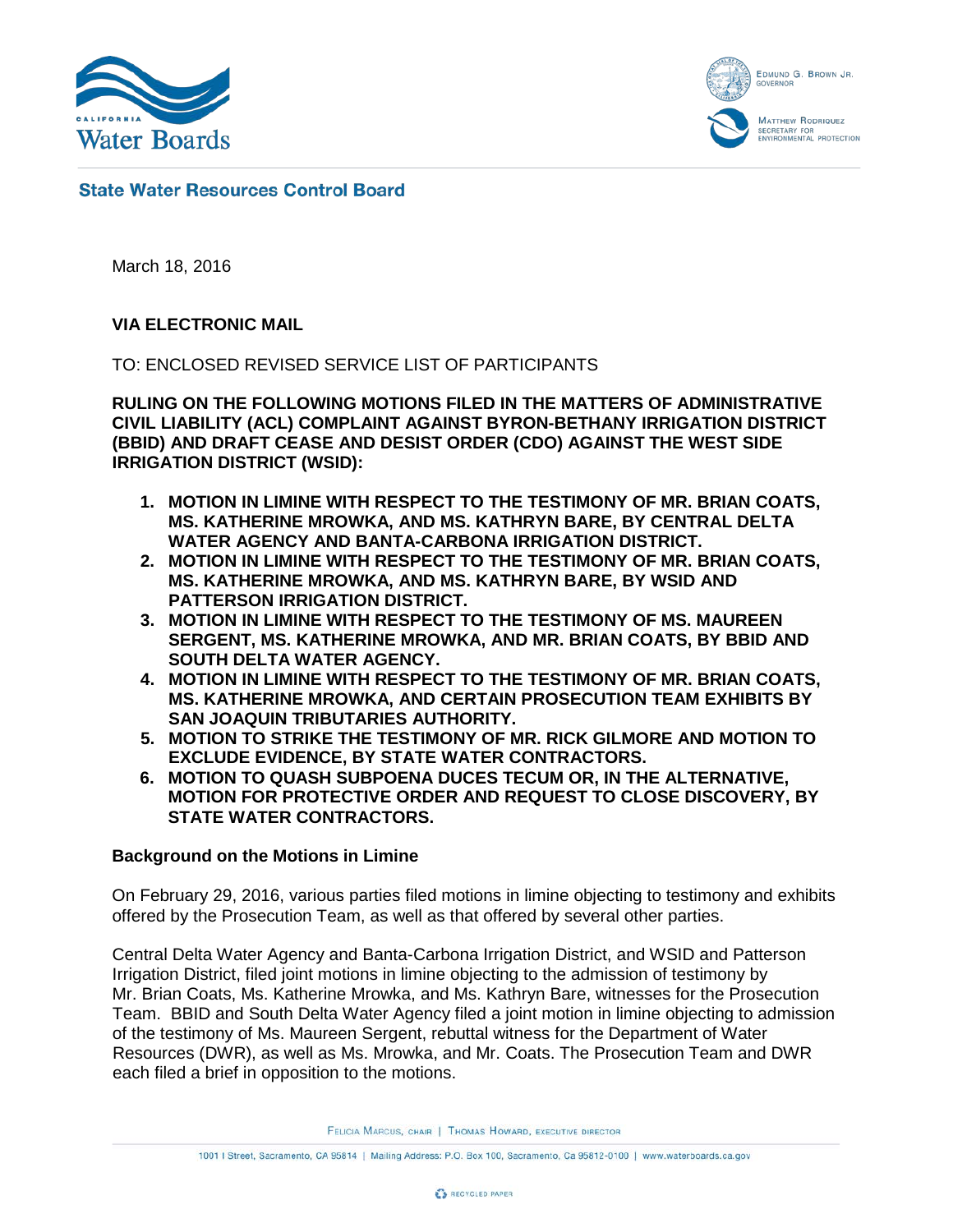California Water Boards

Edmund G. Brown Jr.
Governor

Matthew Rodriquez
Secretary for
Environmental Protection

**State Water Resources Control Board**

March 18, 2016

**VIA ELECTRONIC MAIL**

TO: ENCLOSED REVISED SERVICE LIST OF PARTICIPANTS

**RULING ON THE FOLLOWING MOTIONS FILED IN THE MATTERS OF ADMINISTRATIVE CIVIL LIABILITY (ACL) COMPLAINT AGAINST BYRON-BETHANY IRRIGATION DISTRICT (BBID) AND DRAFT CEASE AND DESIST ORDER (CDO) AGAINST THE WEST SIDE IRRIGATION DISTRICT (WSID):**

1. **MOTION IN LIMINE WITH RESPECT TO THE TESTIMONY OF MR. BRIAN COATS, MS. KATHERINE MROWKA, AND MS. KATHRYN BARE, BY CENTRAL DELTA WATER AGENCY AND BANTA-CARBONA IRRIGATION DISTRICT.**
2. **MOTION IN LIMINE WITH RESPECT TO THE TESTIMONY OF MR. BRIAN COATS, MS. KATHERINE MROWKA, AND MS. KATHRYN BARE, BY WSID AND PATTERSON IRRIGATION DISTRICT.**
3. **MOTION IN LIMINE WITH RESPECT TO THE TESTIMONY OF MS. MAUREEN SERGENT, MS. KATHERINE MROWKA, AND MR. BRIAN COATS, BY BBID AND SOUTH DELTA WATER AGENCY.**
4. **MOTION IN LIMINE WITH RESPECT TO THE TESTIMONY OF MR. BRIAN COATS, MS. KATHERINE MROWKA, AND CERTAIN PROSECUTION TEAM EXHIBITS BY SAN JOAQUIN TRIBUTARIES AUTHORITY.**
5. **MOTION TO STRIKE THE TESTIMONY OF MR. RICK GILMORE AND MOTION TO EXCLUDE EVIDENCE, BY STATE WATER CONTRACTORS.**
6. **MOTION TO QUASH SUBPOENA DUCES TECUM OR, IN THE ALTERNATIVE, MOTION FOR PROTECTIVE ORDER AND REQUEST TO CLOSE DISCOVERY, BY STATE WATER CONTRACTORS.**

**Background on the Motions in Limine**

On February 29, 2016, various parties filed motions in limine objecting to testimony and exhibits offered by the Prosecution Team, as well as that offered by several other parties.

Central Delta Water Agency and Banta-Carbona Irrigation District, and WSID and Patterson Irrigation District, filed joint motions in limine objecting to the admission of testimony by Mr. Brian Coats, Ms. Katherine Mrowka, and Ms. Kathryn Bare, witnesses for the Prosecution Team. BBID and South Delta Water Agency filed a joint motion in limine objecting to admission of the testimony of Ms. Maureen Sergent, rebuttal witness for the Department of Water Resources (DWR), as well as Ms. Mrowka, and Mr. Coats. The Prosecution Team and DWR each filed a brief in opposition to the motions.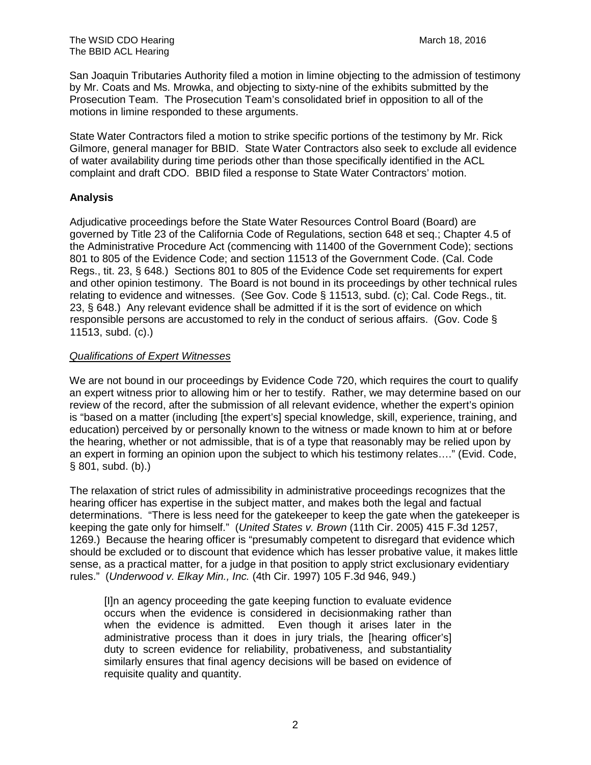San Joaquin Tributaries Authority filed a motion in limine objecting to the admission of testimony by Mr. Coats and Ms. Mrowka, and objecting to sixty-nine of the exhibits submitted by the Prosecution Team. The Prosecution Team's consolidated brief in opposition to all of the motions in limine responded to these arguments.

State Water Contractors filed a motion to strike specific portions of the testimony by Mr. Rick Gilmore, general manager for BBID. State Water Contractors also seek to exclude all evidence of water availability during time periods other than those specifically identified in the ACL complaint and draft CDO. BBID filed a response to State Water Contractors' motion.

## Analysis

Adjudicative proceedings before the State Water Resources Control Board (Board) are governed by Title 23 of the California Code of Regulations, section 648 et seq.; Chapter 4.5 of the Administrative Procedure Act (commencing with 11400 of the Government Code); sections 801 to 805 of the Evidence Code; and section 11513 of the Government Code. (Cal. Code Regs., tit. 23, § 648.) Sections 801 to 805 of the Evidence Code set requirements for expert and other opinion testimony. The Board is not bound in its proceedings by other technical rules relating to evidence and witnesses. (See Gov. Code § 11513, subd. (c); Cal. Code Regs., tit. 23, § 648.) Any relevant evidence shall be admitted if it is the sort of evidence on which responsible persons are accustomed to rely in the conduct of serious affairs. (Gov. Code § 11513, subd. (c).)

### *Qualifications of Expert Witnesses*

We are not bound in our proceedings by Evidence Code 720, which requires the court to qualify an expert witness prior to allowing him or her to testify. Rather, we may determine based on our review of the record, after the submission of all relevant evidence, whether the expert's opinion is "based on a matter (including [the expert's] special knowledge, skill, experience, training, and education) perceived by or personally known to the witness or made known to him at or before the hearing, whether or not admissible, that is of a type that reasonably may be relied upon by an expert in forming an opinion upon the subject to which his testimony relates…." (Evid. Code, § 801, subd. (b).)

The relaxation of strict rules of admissibility in administrative proceedings recognizes that the hearing officer has expertise in the subject matter, and makes both the legal and factual determinations. "There is less need for the gatekeeper to keep the gate when the gatekeeper is keeping the gate only for himself." (*United States v. Brown* (11th Cir. 2005) 415 F.3d 1257, 1269.) Because the hearing officer is "presumably competent to disregard that evidence which should be excluded or to discount that evidence which has lesser probative value, it makes little sense, as a practical matter, for a judge in that position to apply strict exclusionary evidentiary rules." (*Underwood v. Elkay Min., Inc.* (4th Cir. 1997) 105 F.3d 946, 949.)

> [I]n an agency proceeding the gate keeping function to evaluate evidence occurs when the evidence is considered in decisionmaking rather than when the evidence is admitted. Even though it arises later in the administrative process than it does in jury trials, the [hearing officer's] duty to screen evidence for reliability, probativeness, and substantiality similarly ensures that final agency decisions will be based on evidence of requisite quality and quantity.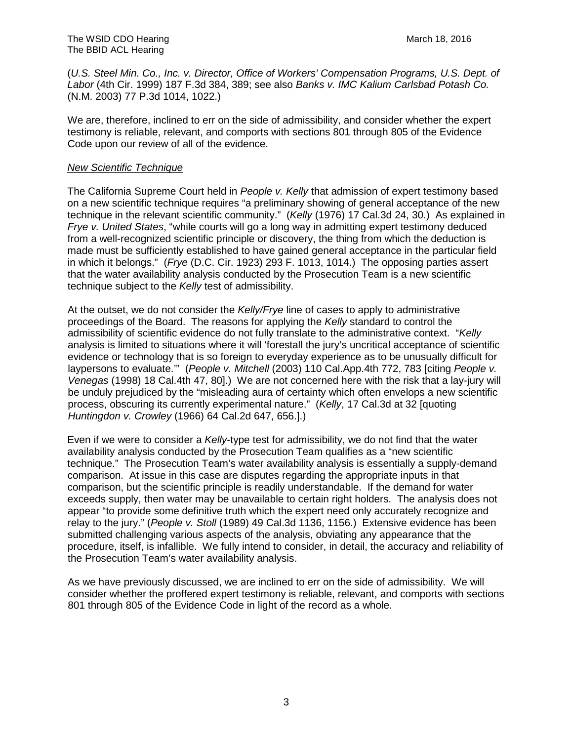(*U.S. Steel Min. Co., Inc. v. Director, Office of Workers' Compensation Programs, U.S. Dept. of Labor* (4th Cir. 1999) 187 F.3d 384, 389; see also *Banks v. IMC Kalium Carlsbad Potash Co.* (N.M. 2003) 77 P.3d 1014, 1022.)

We are, therefore, inclined to err on the side of admissibility, and consider whether the expert testimony is reliable, relevant, and comports with sections 801 through 805 of the Evidence Code upon our review of all of the evidence.

*New Scientific Technique*

The California Supreme Court held in *People v. Kelly* that admission of expert testimony based on a new scientific technique requires "a preliminary showing of general acceptance of the new technique in the relevant scientific community." (*Kelly* (1976) 17 Cal.3d 24, 30.) As explained in *Frye v. United States*, "while courts will go a long way in admitting expert testimony deduced from a well-recognized scientific principle or discovery, the thing from which the deduction is made must be sufficiently established to have gained general acceptance in the particular field in which it belongs." (*Frye* (D.C. Cir. 1923) 293 F. 1013, 1014.) The opposing parties assert that the water availability analysis conducted by the Prosecution Team is a new scientific technique subject to the *Kelly* test of admissibility.

At the outset, we do not consider the *Kelly/Frye* line of cases to apply to administrative proceedings of the Board. The reasons for applying the *Kelly* standard to control the admissibility of scientific evidence do not fully translate to the administrative context. "*Kelly* analysis is limited to situations where it will 'forestall the jury's uncritical acceptance of scientific evidence or technology that is so foreign to everyday experience as to be unusually difficult for laypersons to evaluate.'" (*People v. Mitchell* (2003) 110 Cal.App.4th 772, 783 [citing *People v. Venegas* (1998) 18 Cal.4th 47, 80].) We are not concerned here with the risk that a lay-jury will be unduly prejudiced by the "misleading aura of certainty which often envelops a new scientific process, obscuring its currently experimental nature." (*Kelly*, 17 Cal.3d at 32 [quoting *Huntingdon v. Crowley* (1966) 64 Cal.2d 647, 656.].)

Even if we were to consider a *Kelly*-type test for admissibility, we do not find that the water availability analysis conducted by the Prosecution Team qualifies as a "new scientific technique." The Prosecution Team's water availability analysis is essentially a supply-demand comparison. At issue in this case are disputes regarding the appropriate inputs in that comparison, but the scientific principle is readily understandable. If the demand for water exceeds supply, then water may be unavailable to certain right holders. The analysis does not appear "to provide some definitive truth which the expert need only accurately recognize and relay to the jury." (*People v. Stoll* (1989) 49 Cal.3d 1136, 1156.) Extensive evidence has been submitted challenging various aspects of the analysis, obviating any appearance that the procedure, itself, is infallible. We fully intend to consider, in detail, the accuracy and reliability of the Prosecution Team's water availability analysis.

As we have previously discussed, we are inclined to err on the side of admissibility. We will consider whether the proffered expert testimony is reliable, relevant, and comports with sections 801 through 805 of the Evidence Code in light of the record as a whole.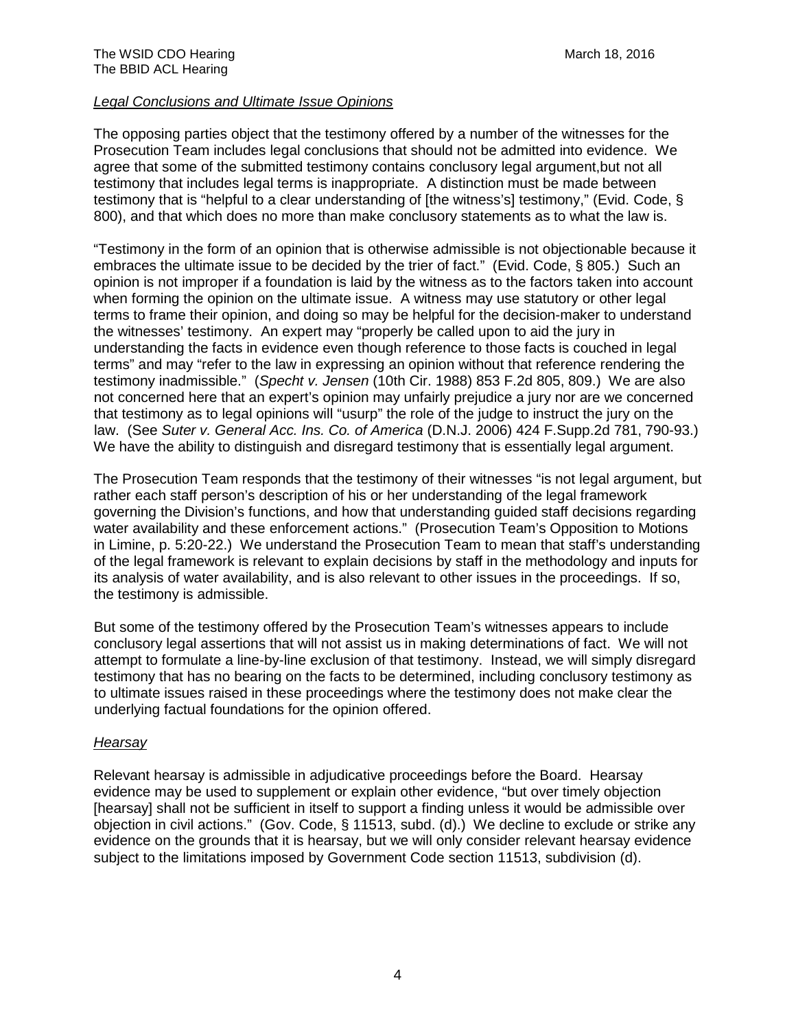*Legal Conclusions and Ultimate Issue Opinions*

The opposing parties object that the testimony offered by a number of the witnesses for the Prosecution Team includes legal conclusions that should not be admitted into evidence. We agree that some of the submitted testimony contains conclusory legal argument,but not all testimony that includes legal terms is inappropriate. A distinction must be made between testimony that is "helpful to a clear understanding of [the witness's] testimony," (Evid. Code, § 800), and that which does no more than make conclusory statements as to what the law is.

"Testimony in the form of an opinion that is otherwise admissible is not objectionable because it embraces the ultimate issue to be decided by the trier of fact." (Evid. Code, § 805.) Such an opinion is not improper if a foundation is laid by the witness as to the factors taken into account when forming the opinion on the ultimate issue. A witness may use statutory or other legal terms to frame their opinion, and doing so may be helpful for the decision-maker to understand the witnesses' testimony. An expert may "properly be called upon to aid the jury in understanding the facts in evidence even though reference to those facts is couched in legal terms" and may "refer to the law in expressing an opinion without that reference rendering the testimony inadmissible." (*Specht v. Jensen* (10th Cir. 1988) 853 F.2d 805, 809.) We are also not concerned here that an expert's opinion may unfairly prejudice a jury nor are we concerned that testimony as to legal opinions will "usurp" the role of the judge to instruct the jury on the law. (See *Suter v. General Acc. Ins. Co. of America* (D.N.J. 2006) 424 F.Supp.2d 781, 790-93.) We have the ability to distinguish and disregard testimony that is essentially legal argument.

The Prosecution Team responds that the testimony of their witnesses "is not legal argument, but rather each staff person's description of his or her understanding of the legal framework governing the Division's functions, and how that understanding guided staff decisions regarding water availability and these enforcement actions." (Prosecution Team's Opposition to Motions in Limine, p. 5:20-22.) We understand the Prosecution Team to mean that staff's understanding of the legal framework is relevant to explain decisions by staff in the methodology and inputs for its analysis of water availability, and is also relevant to other issues in the proceedings. If so, the testimony is admissible.

But some of the testimony offered by the Prosecution Team's witnesses appears to include conclusory legal assertions that will not assist us in making determinations of fact. We will not attempt to formulate a line-by-line exclusion of that testimony. Instead, we will simply disregard testimony that has no bearing on the facts to be determined, including conclusory testimony as to ultimate issues raised in these proceedings where the testimony does not make clear the underlying factual foundations for the opinion offered.

*Hearsay*

Relevant hearsay is admissible in adjudicative proceedings before the Board. Hearsay evidence may be used to supplement or explain other evidence, "but over timely objection [hearsay] shall not be sufficient in itself to support a finding unless it would be admissible over objection in civil actions." (Gov. Code, § 11513, subd. (d).) We decline to exclude or strike any evidence on the grounds that it is hearsay, but we will only consider relevant hearsay evidence subject to the limitations imposed by Government Code section 11513, subdivision (d).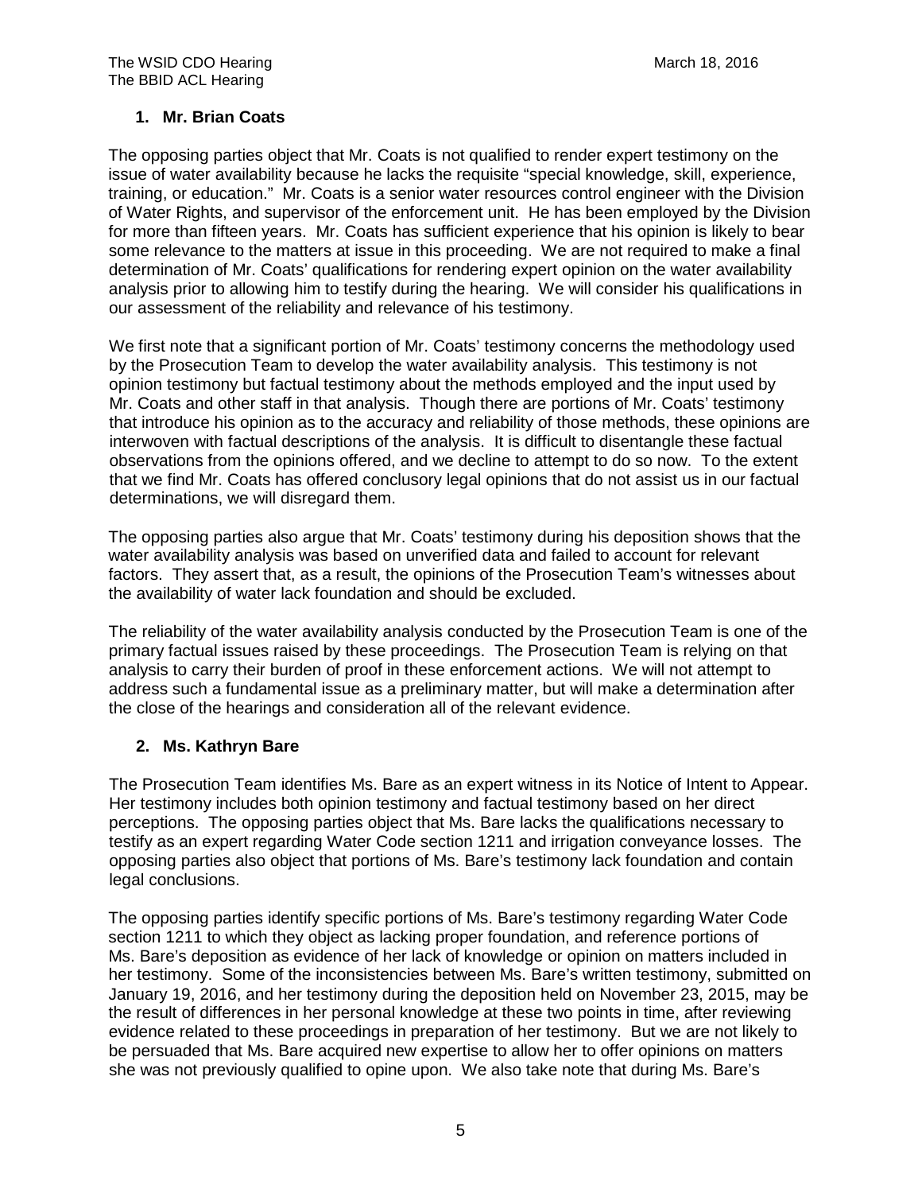### 1. Mr. Brian Coats

The opposing parties object that Mr. Coats is not qualified to render expert testimony on the issue of water availability because he lacks the requisite "special knowledge, skill, experience, training, or education." Mr. Coats is a senior water resources control engineer with the Division of Water Rights, and supervisor of the enforcement unit. He has been employed by the Division for more than fifteen years. Mr. Coats has sufficient experience that his opinion is likely to bear some relevance to the matters at issue in this proceeding. We are not required to make a final determination of Mr. Coats' qualifications for rendering expert opinion on the water availability analysis prior to allowing him to testify during the hearing. We will consider his qualifications in our assessment of the reliability and relevance of his testimony.

We first note that a significant portion of Mr. Coats' testimony concerns the methodology used by the Prosecution Team to develop the water availability analysis. This testimony is not opinion testimony but factual testimony about the methods employed and the input used by Mr. Coats and other staff in that analysis. Though there are portions of Mr. Coats' testimony that introduce his opinion as to the accuracy and reliability of those methods, these opinions are interwoven with factual descriptions of the analysis. It is difficult to disentangle these factual observations from the opinions offered, and we decline to attempt to do so now. To the extent that we find Mr. Coats has offered conclusory legal opinions that do not assist us in our factual determinations, we will disregard them.

The opposing parties also argue that Mr. Coats' testimony during his deposition shows that the water availability analysis was based on unverified data and failed to account for relevant factors. They assert that, as a result, the opinions of the Prosecution Team's witnesses about the availability of water lack foundation and should be excluded.

The reliability of the water availability analysis conducted by the Prosecution Team is one of the primary factual issues raised by these proceedings. The Prosecution Team is relying on that analysis to carry their burden of proof in these enforcement actions. We will not attempt to address such a fundamental issue as a preliminary matter, but will make a determination after the close of the hearings and consideration all of the relevant evidence.

### 2. Ms. Kathryn Bare

The Prosecution Team identifies Ms. Bare as an expert witness in its Notice of Intent to Appear. Her testimony includes both opinion testimony and factual testimony based on her direct perceptions. The opposing parties object that Ms. Bare lacks the qualifications necessary to testify as an expert regarding Water Code section 1211 and irrigation conveyance losses. The opposing parties also object that portions of Ms. Bare's testimony lack foundation and contain legal conclusions.

The opposing parties identify specific portions of Ms. Bare's testimony regarding Water Code section 1211 to which they object as lacking proper foundation, and reference portions of Ms. Bare's deposition as evidence of her lack of knowledge or opinion on matters included in her testimony. Some of the inconsistencies between Ms. Bare's written testimony, submitted on January 19, 2016, and her testimony during the deposition held on November 23, 2015, may be the result of differences in her personal knowledge at these two points in time, after reviewing evidence related to these proceedings in preparation of her testimony. But we are not likely to be persuaded that Ms. Bare acquired new expertise to allow her to offer opinions on matters she was not previously qualified to opine upon. We also take note that during Ms. Bare's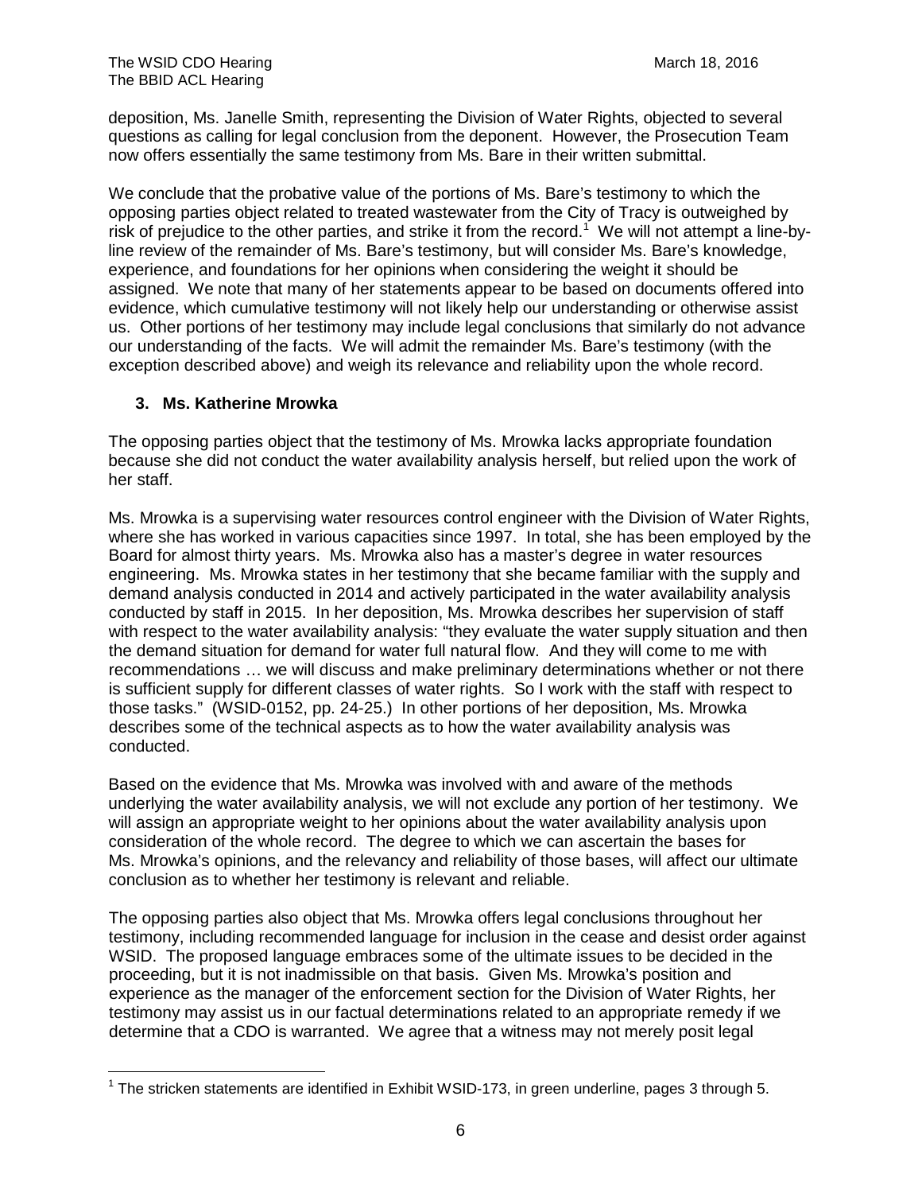deposition, Ms. Janelle Smith, representing the Division of Water Rights, objected to several questions as calling for legal conclusion from the deponent. However, the Prosecution Team now offers essentially the same testimony from Ms. Bare in their written submittal.

We conclude that the probative value of the portions of Ms. Bare's testimony to which the opposing parties object related to treated wastewater from the City of Tracy is outweighed by risk of prejudice to the other parties, and strike it from the record.[1] We will not attempt a line-by-line review of the remainder of Ms. Bare's testimony, but will consider Ms. Bare's knowledge, experience, and foundations for her opinions when considering the weight it should be assigned. We note that many of her statements appear to be based on documents offered into evidence, which cumulative testimony will not likely help our understanding or otherwise assist us. Other portions of her testimony may include legal conclusions that similarly do not advance our understanding of the facts. We will admit the remainder Ms. Bare's testimony (with the exception described above) and weigh its relevance and reliability upon the whole record.

### 3. Ms. Katherine Mrowka

The opposing parties object that the testimony of Ms. Mrowka lacks appropriate foundation because she did not conduct the water availability analysis herself, but relied upon the work of her staff.

Ms. Mrowka is a supervising water resources control engineer with the Division of Water Rights, where she has worked in various capacities since 1997. In total, she has been employed by the Board for almost thirty years. Ms. Mrowka also has a master's degree in water resources engineering. Ms. Mrowka states in her testimony that she became familiar with the supply and demand analysis conducted in 2014 and actively participated in the water availability analysis conducted by staff in 2015. In her deposition, Ms. Mrowka describes her supervision of staff with respect to the water availability analysis: "they evaluate the water supply situation and then the demand situation for demand for water full natural flow. And they will come to me with recommendations … we will discuss and make preliminary determinations whether or not there is sufficient supply for different classes of water rights. So I work with the staff with respect to those tasks." (WSID-0152, pp. 24-25.) In other portions of her deposition, Ms. Mrowka describes some of the technical aspects as to how the water availability analysis was conducted.

Based on the evidence that Ms. Mrowka was involved with and aware of the methods underlying the water availability analysis, we will not exclude any portion of her testimony. We will assign an appropriate weight to her opinions about the water availability analysis upon consideration of the whole record. The degree to which we can ascertain the bases for Ms. Mrowka's opinions, and the relevancy and reliability of those bases, will affect our ultimate conclusion as to whether her testimony is relevant and reliable.

The opposing parties also object that Ms. Mrowka offers legal conclusions throughout her testimony, including recommended language for inclusion in the cease and desist order against WSID. The proposed language embraces some of the ultimate issues to be decided in the proceeding, but it is not inadmissible on that basis. Given Ms. Mrowka's position and experience as the manager of the enforcement section for the Division of Water Rights, her testimony may assist us in our factual determinations related to an appropriate remedy if we determine that a CDO is warranted. We agree that a witness may not merely posit legal

[1] The stricken statements are identified in Exhibit WSID-173, in green underline, pages 3 through 5.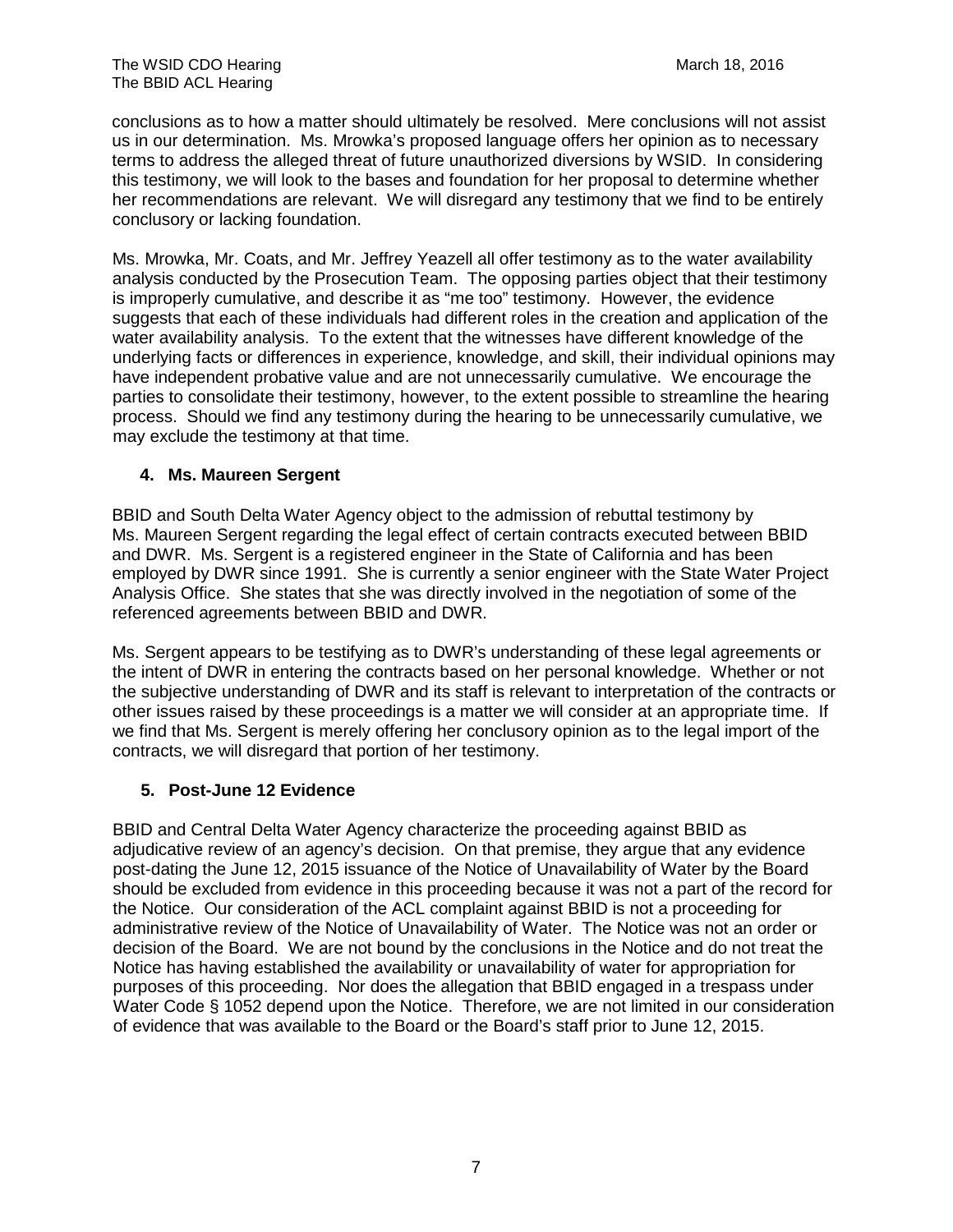conclusions as to how a matter should ultimately be resolved. Mere conclusions will not assist us in our determination. Ms. Mrowka's proposed language offers her opinion as to necessary terms to address the alleged threat of future unauthorized diversions by WSID. In considering this testimony, we will look to the bases and foundation for her proposal to determine whether her recommendations are relevant. We will disregard any testimony that we find to be entirely conclusory or lacking foundation.

Ms. Mrowka, Mr. Coats, and Mr. Jeffrey Yeazell all offer testimony as to the water availability analysis conducted by the Prosecution Team. The opposing parties object that their testimony is improperly cumulative, and describe it as "me too" testimony. However, the evidence suggests that each of these individuals had different roles in the creation and application of the water availability analysis. To the extent that the witnesses have different knowledge of the underlying facts or differences in experience, knowledge, and skill, their individual opinions may have independent probative value and are not unnecessarily cumulative. We encourage the parties to consolidate their testimony, however, to the extent possible to streamline the hearing process. Should we find any testimony during the hearing to be unnecessarily cumulative, we may exclude the testimony at that time.

### 4. Ms. Maureen Sergent

BBID and South Delta Water Agency object to the admission of rebuttal testimony by Ms. Maureen Sergent regarding the legal effect of certain contracts executed between BBID and DWR. Ms. Sergent is a registered engineer in the State of California and has been employed by DWR since 1991. She is currently a senior engineer with the State Water Project Analysis Office. She states that she was directly involved in the negotiation of some of the referenced agreements between BBID and DWR.

Ms. Sergent appears to be testifying as to DWR's understanding of these legal agreements or the intent of DWR in entering the contracts based on her personal knowledge. Whether or not the subjective understanding of DWR and its staff is relevant to interpretation of the contracts or other issues raised by these proceedings is a matter we will consider at an appropriate time. If we find that Ms. Sergent is merely offering her conclusory opinion as to the legal import of the contracts, we will disregard that portion of her testimony.

### 5. Post-June 12 Evidence

BBID and Central Delta Water Agency characterize the proceeding against BBID as adjudicative review of an agency's decision. On that premise, they argue that any evidence post-dating the June 12, 2015 issuance of the Notice of Unavailability of Water by the Board should be excluded from evidence in this proceeding because it was not a part of the record for the Notice. Our consideration of the ACL complaint against BBID is not a proceeding for administrative review of the Notice of Unavailability of Water. The Notice was not an order or decision of the Board. We are not bound by the conclusions in the Notice and do not treat the Notice has having established the availability or unavailability of water for appropriation for purposes of this proceeding. Nor does the allegation that BBID engaged in a trespass under Water Code § 1052 depend upon the Notice. Therefore, we are not limited in our consideration of evidence that was available to the Board or the Board's staff prior to June 12, 2015.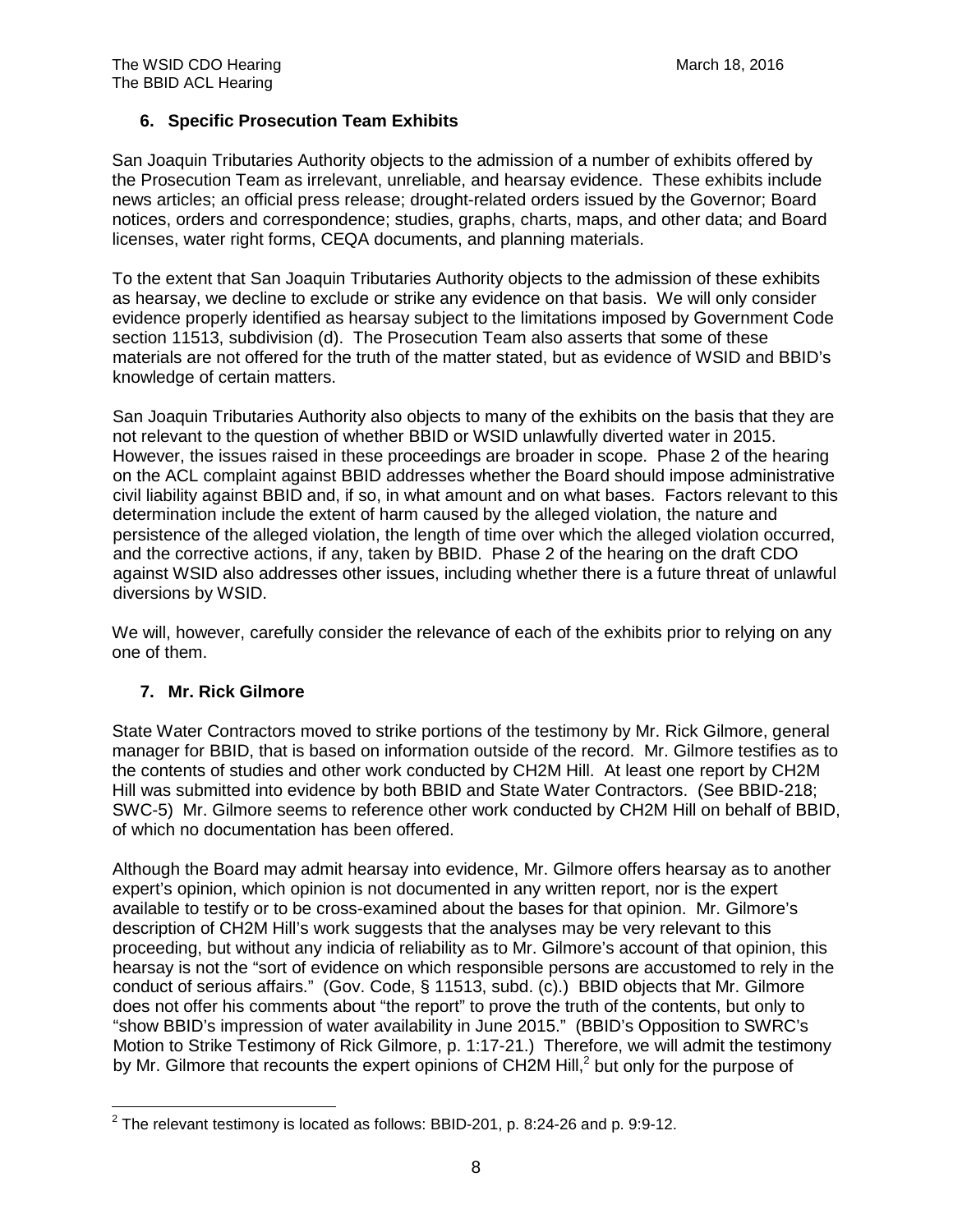### 6. Specific Prosecution Team Exhibits

San Joaquin Tributaries Authority objects to the admission of a number of exhibits offered by the Prosecution Team as irrelevant, unreliable, and hearsay evidence. These exhibits include news articles; an official press release; drought-related orders issued by the Governor; Board notices, orders and correspondence; studies, graphs, charts, maps, and other data; and Board licenses, water right forms, CEQA documents, and planning materials.

To the extent that San Joaquin Tributaries Authority objects to the admission of these exhibits as hearsay, we decline to exclude or strike any evidence on that basis. We will only consider evidence properly identified as hearsay subject to the limitations imposed by Government Code section 11513, subdivision (d). The Prosecution Team also asserts that some of these materials are not offered for the truth of the matter stated, but as evidence of WSID and BBID's knowledge of certain matters.

San Joaquin Tributaries Authority also objects to many of the exhibits on the basis that they are not relevant to the question of whether BBID or WSID unlawfully diverted water in 2015. However, the issues raised in these proceedings are broader in scope. Phase 2 of the hearing on the ACL complaint against BBID addresses whether the Board should impose administrative civil liability against BBID and, if so, in what amount and on what bases. Factors relevant to this determination include the extent of harm caused by the alleged violation, the nature and persistence of the alleged violation, the length of time over which the alleged violation occurred, and the corrective actions, if any, taken by BBID. Phase 2 of the hearing on the draft CDO against WSID also addresses other issues, including whether there is a future threat of unlawful diversions by WSID.

We will, however, carefully consider the relevance of each of the exhibits prior to relying on any one of them.

### 7. Mr. Rick Gilmore

State Water Contractors moved to strike portions of the testimony by Mr. Rick Gilmore, general manager for BBID, that is based on information outside of the record. Mr. Gilmore testifies as to the contents of studies and other work conducted by CH2M Hill. At least one report by CH2M Hill was submitted into evidence by both BBID and State Water Contractors. (See BBID-218; SWC-5) Mr. Gilmore seems to reference other work conducted by CH2M Hill on behalf of BBID, of which no documentation has been offered.

Although the Board may admit hearsay into evidence, Mr. Gilmore offers hearsay as to another expert's opinion, which opinion is not documented in any written report, nor is the expert available to testify or to be cross-examined about the bases for that opinion. Mr. Gilmore's description of CH2M Hill's work suggests that the analyses may be very relevant to this proceeding, but without any indicia of reliability as to Mr. Gilmore's account of that opinion, this hearsay is not the "sort of evidence on which responsible persons are accustomed to rely in the conduct of serious affairs." (Gov. Code, § 11513, subd. (c).) BBID objects that Mr. Gilmore does not offer his comments about "the report" to prove the truth of the contents, but only to "show BBID's impression of water availability in June 2015." (BBID's Opposition to SWRC's Motion to Strike Testimony of Rick Gilmore, p. 1:17-21.) Therefore, we will admit the testimony by Mr. Gilmore that recounts the expert opinions of CH2M Hill,[2] but only for the purpose of

[2] The relevant testimony is located as follows: BBID-201, p. 8:24-26 and p. 9:9-12.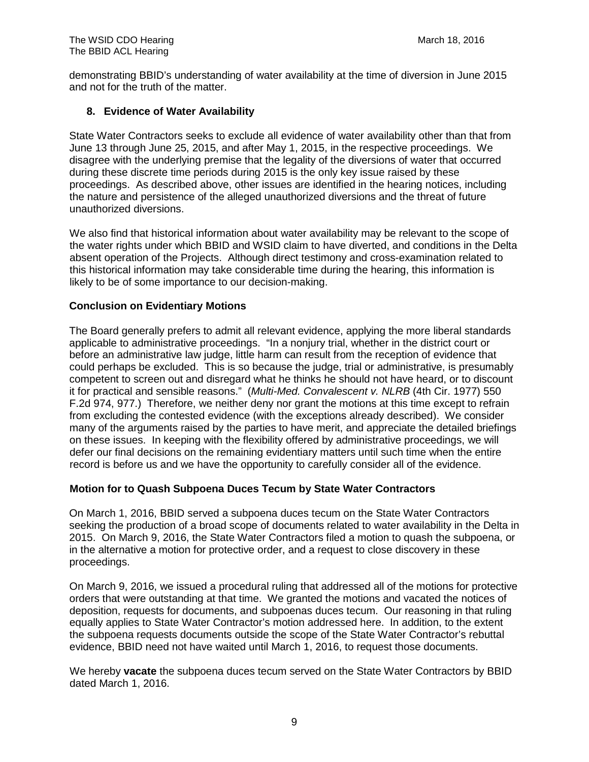demonstrating BBID's understanding of water availability at the time of diversion in June 2015 and not for the truth of the matter.

### 8. Evidence of Water Availability

State Water Contractors seeks to exclude all evidence of water availability other than that from June 13 through June 25, 2015, and after May 1, 2015, in the respective proceedings. We disagree with the underlying premise that the legality of the diversions of water that occurred during these discrete time periods during 2015 is the only key issue raised by these proceedings. As described above, other issues are identified in the hearing notices, including the nature and persistence of the alleged unauthorized diversions and the threat of future unauthorized diversions.

We also find that historical information about water availability may be relevant to the scope of the water rights under which BBID and WSID claim to have diverted, and conditions in the Delta absent operation of the Projects. Although direct testimony and cross-examination related to this historical information may take considerable time during the hearing, this information is likely to be of some importance to our decision-making.

### Conclusion on Evidentiary Motions

The Board generally prefers to admit all relevant evidence, applying the more liberal standards applicable to administrative proceedings. "In a nonjury trial, whether in the district court or before an administrative law judge, little harm can result from the reception of evidence that could perhaps be excluded. This is so because the judge, trial or administrative, is presumably competent to screen out and disregard what he thinks he should not have heard, or to discount it for practical and sensible reasons." (*Multi-Med. Convalescent v. NLRB* (4th Cir. 1977) 550 F.2d 974, 977.) Therefore, we neither deny nor grant the motions at this time except to refrain from excluding the contested evidence (with the exceptions already described). We consider many of the arguments raised by the parties to have merit, and appreciate the detailed briefings on these issues. In keeping with the flexibility offered by administrative proceedings, we will defer our final decisions on the remaining evidentiary matters until such time when the entire record is before us and we have the opportunity to carefully consider all of the evidence.

### Motion for to Quash Subpoena Duces Tecum by State Water Contractors

On March 1, 2016, BBID served a subpoena duces tecum on the State Water Contractors seeking the production of a broad scope of documents related to water availability in the Delta in 2015. On March 9, 2016, the State Water Contractors filed a motion to quash the subpoena, or in the alternative a motion for protective order, and a request to close discovery in these proceedings.

On March 9, 2016, we issued a procedural ruling that addressed all of the motions for protective orders that were outstanding at that time. We granted the motions and vacated the notices of deposition, requests for documents, and subpoenas duces tecum. Our reasoning in that ruling equally applies to State Water Contractor's motion addressed here. In addition, to the extent the subpoena requests documents outside the scope of the State Water Contractor's rebuttal evidence, BBID need not have waited until March 1, 2016, to request those documents.

We hereby **vacate** the subpoena duces tecum served on the State Water Contractors by BBID dated March 1, 2016.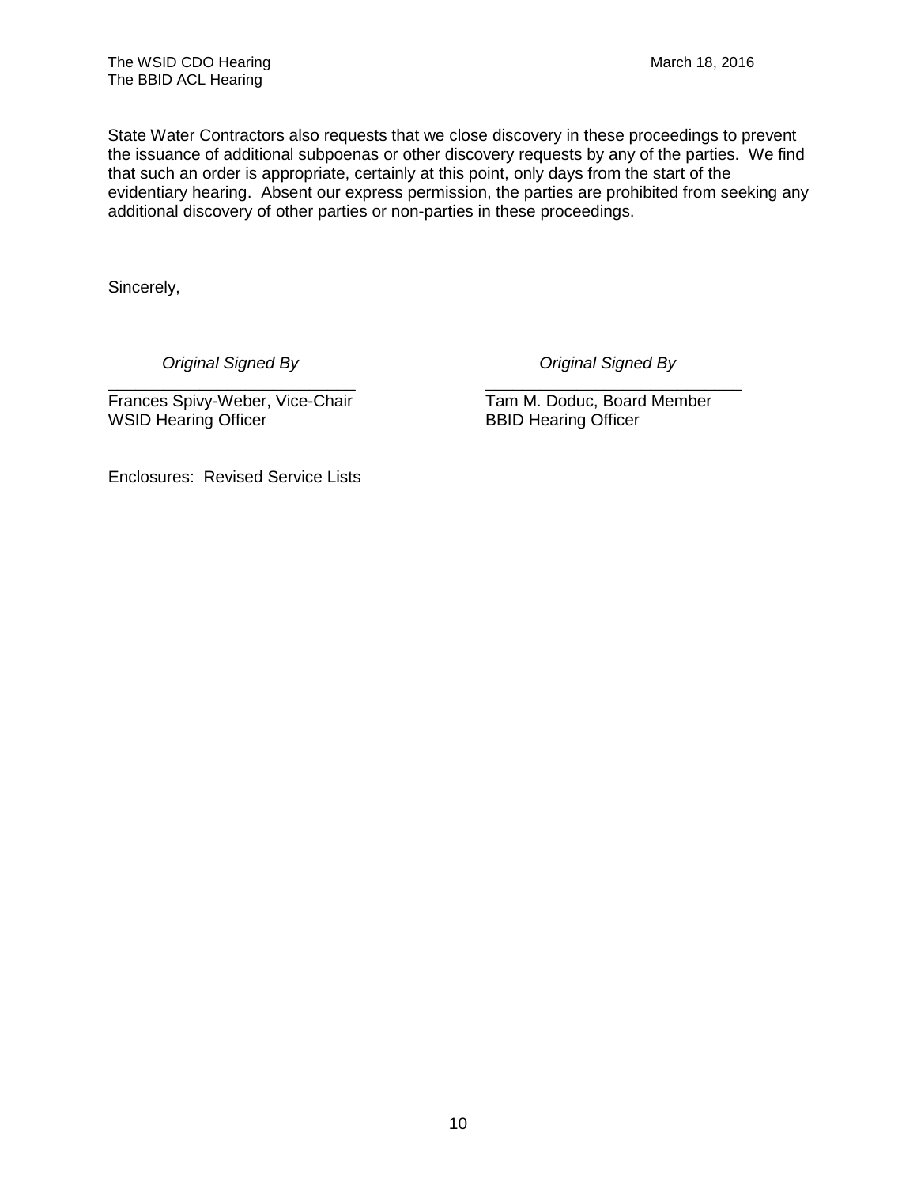State Water Contractors also requests that we close discovery in these proceedings to prevent the issuance of additional subpoenas or other discovery requests by any of the parties. We find that such an order is appropriate, certainly at this point, only days from the start of the evidentiary hearing. Absent our express permission, the parties are prohibited from seeking any additional discovery of other parties or non-parties in these proceedings.

Sincerely,

*Original Signed By*

Frances Spivy-Weber, Vice-Chair
WSID Hearing Officer

*Original Signed By*

Tam M. Doduc, Board Member
BBID Hearing Officer

Enclosures: Revised Service Lists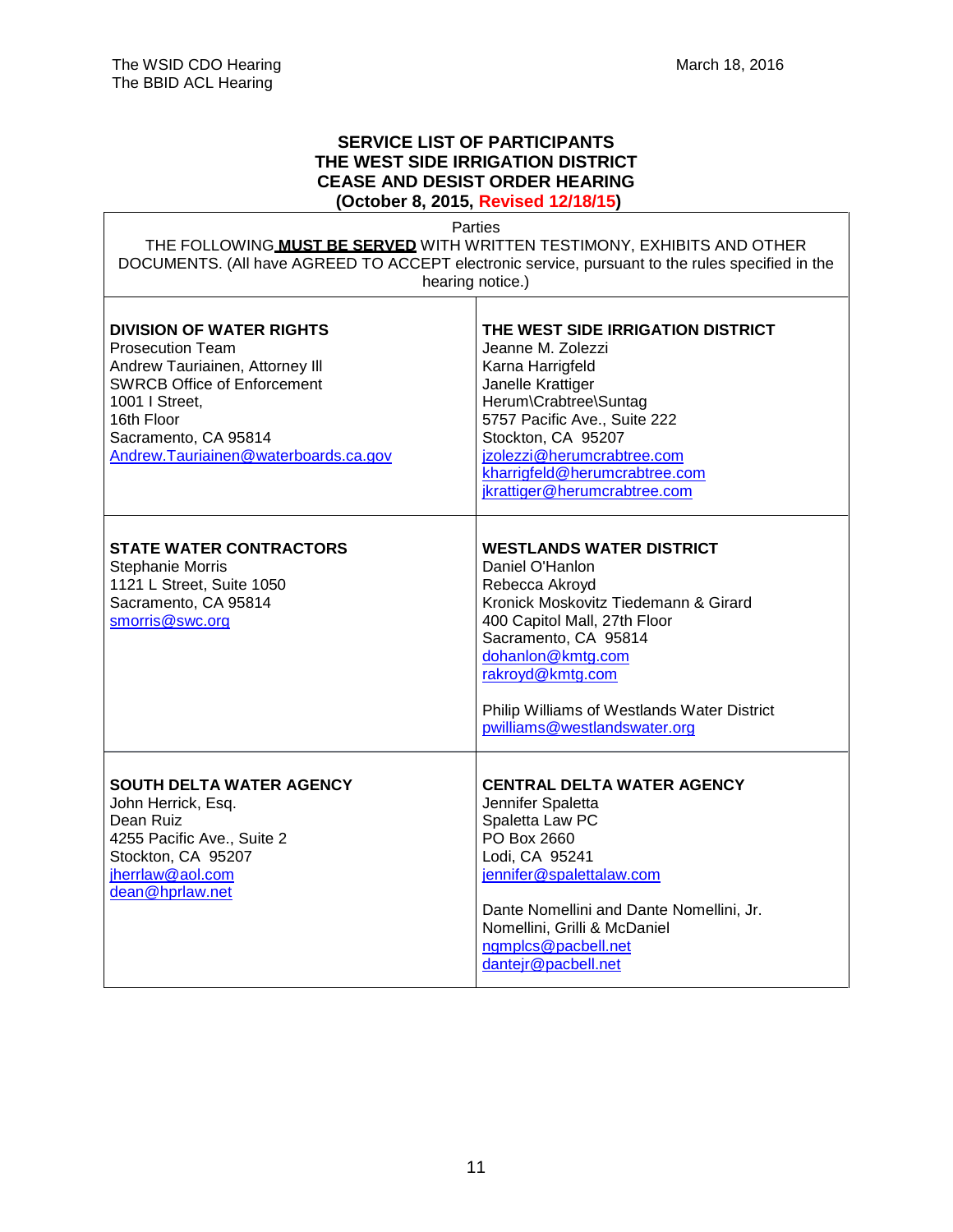The WSID CDO Hearing
The BBID ACL Hearing

March 18, 2016

**SERVICE LIST OF PARTICIPANTS**
**THE WEST SIDE IRRIGATION DISTRICT**
**CEASE AND DESIST ORDER HEARING**
**(October 8, 2015, Revised 12/18/15)**

| Parties | |
|---|---|
| THE FOLLOWING **MUST BE SERVED** WITH WRITTEN TESTIMONY, EXHIBITS AND OTHER DOCUMENTS. (All have AGREED TO ACCEPT electronic service, pursuant to the rules specified in the hearing notice.) | |
| **DIVISION OF WATER RIGHTS**<br>Prosecution Team<br>Andrew Tauriainen, Attorney III<br>SWRCB Office of Enforcement<br>1001 I Street,<br>16th Floor<br>Sacramento, CA 95814<br>Andrew.Tauriainen@waterboards.ca.gov | **THE WEST SIDE IRRIGATION DISTRICT**<br>Jeanne M. Zolezzi<br>Karna Harrigfeld<br>Janelle Krattiger<br>Herum\Crabtree\Suntag<br>5757 Pacific Ave., Suite 222<br>Stockton, CA 95207<br>jzolezzi@herumcrabtree.com<br>kharrigfeld@herumcrabtree.com<br>jkrattiger@herumcrabtree.com |
| **STATE WATER CONTRACTORS**<br>Stephanie Morris<br>1121 L Street, Suite 1050<br>Sacramento, CA 95814<br>smorris@swc.org | **WESTLANDS WATER DISTRICT**<br>Daniel O'Hanlon<br>Rebecca Akroyd<br>Kronick Moskovitz Tiedemann & Girard<br>400 Capitol Mall, 27th Floor<br>Sacramento, CA 95814<br>dohanlon@kmtg.com<br>rakroyd@kmtg.com<br><br>Philip Williams of Westlands Water District<br>pwilliams@westlandswater.org |
| **SOUTH DELTA WATER AGENCY**<br>John Herrick, Esq.<br>Dean Ruiz<br>4255 Pacific Ave., Suite 2<br>Stockton, CA 95207<br>jherrlaw@aol.com<br>dean@hprlaw.net | **CENTRAL DELTA WATER AGENCY**<br>Jennifer Spaletta<br>Spaletta Law PC<br>PO Box 2660<br>Lodi, CA 95241<br>jennifer@spalettalaw.com<br><br>Dante Nomellini and Dante Nomellini, Jr.<br>Nomellini, Grilli & McDaniel<br>ngmplcs@pacbell.net<br>dantejr@pacbell.net |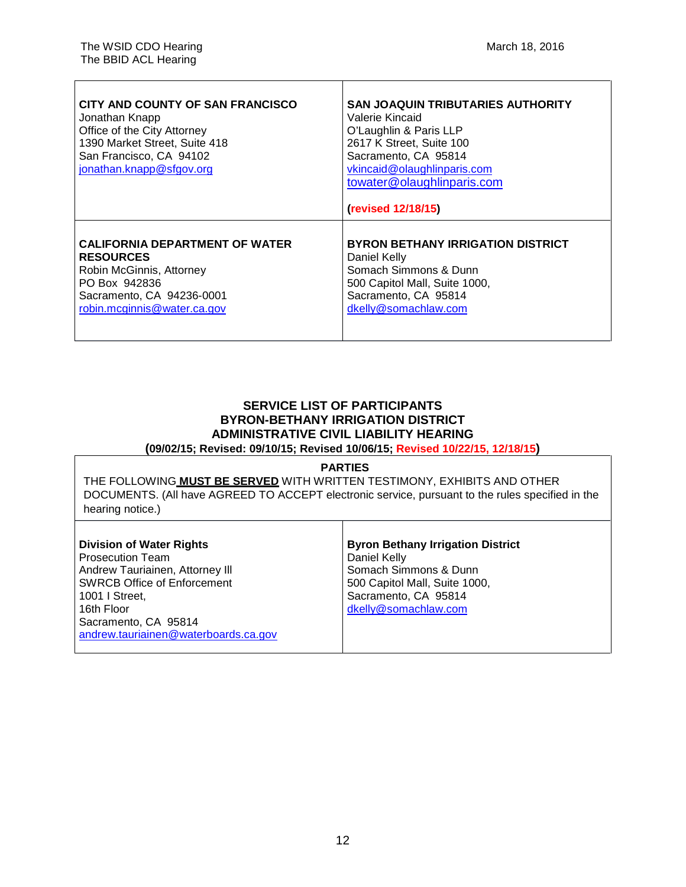| CITY AND COUNTY OF SAN FRANCISCO | SAN JOAQUIN TRIBUTARIES AUTHORITY |
|---|---|
| Jonathan Knapp<br>Office of the City Attorney<br>1390 Market Street, Suite 418<br>San Francisco, CA 94102<br>jonathan.knapp@sfgov.org | Valerie Kincaid<br>O'Laughlin & Paris LLP<br>2617 K Street, Suite 100<br>Sacramento, CA 95814<br>vkincaid@olaughlinparis.com<br>towater@olaughlinparis.com<br><br>**(revised 12/18/15)** |
| **CALIFORNIA DEPARTMENT OF WATER RESOURCES**<br>Robin McGinnis, Attorney<br>PO Box 942836<br>Sacramento, CA 94236-0001<br>robin.mcginnis@water.ca.gov | **BYRON BETHANY IRRIGATION DISTRICT**<br>Daniel Kelly<br>Somach Simmons & Dunn<br>500 Capitol Mall, Suite 1000,<br>Sacramento, CA 95814<br>dkelly@somachlaw.com |

**SERVICE LIST OF PARTICIPANTS**
**BYRON-BETHANY IRRIGATION DISTRICT**
**ADMINISTRATIVE CIVIL LIABILITY HEARING**
**(09/02/15; Revised: 09/10/15; Revised 10/06/15; Revised 10/22/15, 12/18/15)**

**PARTIES**

THE FOLLOWING **MUST BE SERVED** WITH WRITTEN TESTIMONY, EXHIBITS AND OTHER DOCUMENTS. (All have AGREED TO ACCEPT electronic service, pursuant to the rules specified in the hearing notice.)

| Division of Water Rights | Byron Bethany Irrigation District |
|---|---|
| Prosecution Team<br>Andrew Tauriainen, Attorney III<br>SWRCB Office of Enforcement<br>1001 I Street,<br>16th Floor<br>Sacramento, CA 95814<br>andrew.tauriainen@waterboards.ca.gov | Daniel Kelly<br>Somach Simmons & Dunn<br>500 Capitol Mall, Suite 1000,<br>Sacramento, CA 95814<br>dkelly@somachlaw.com |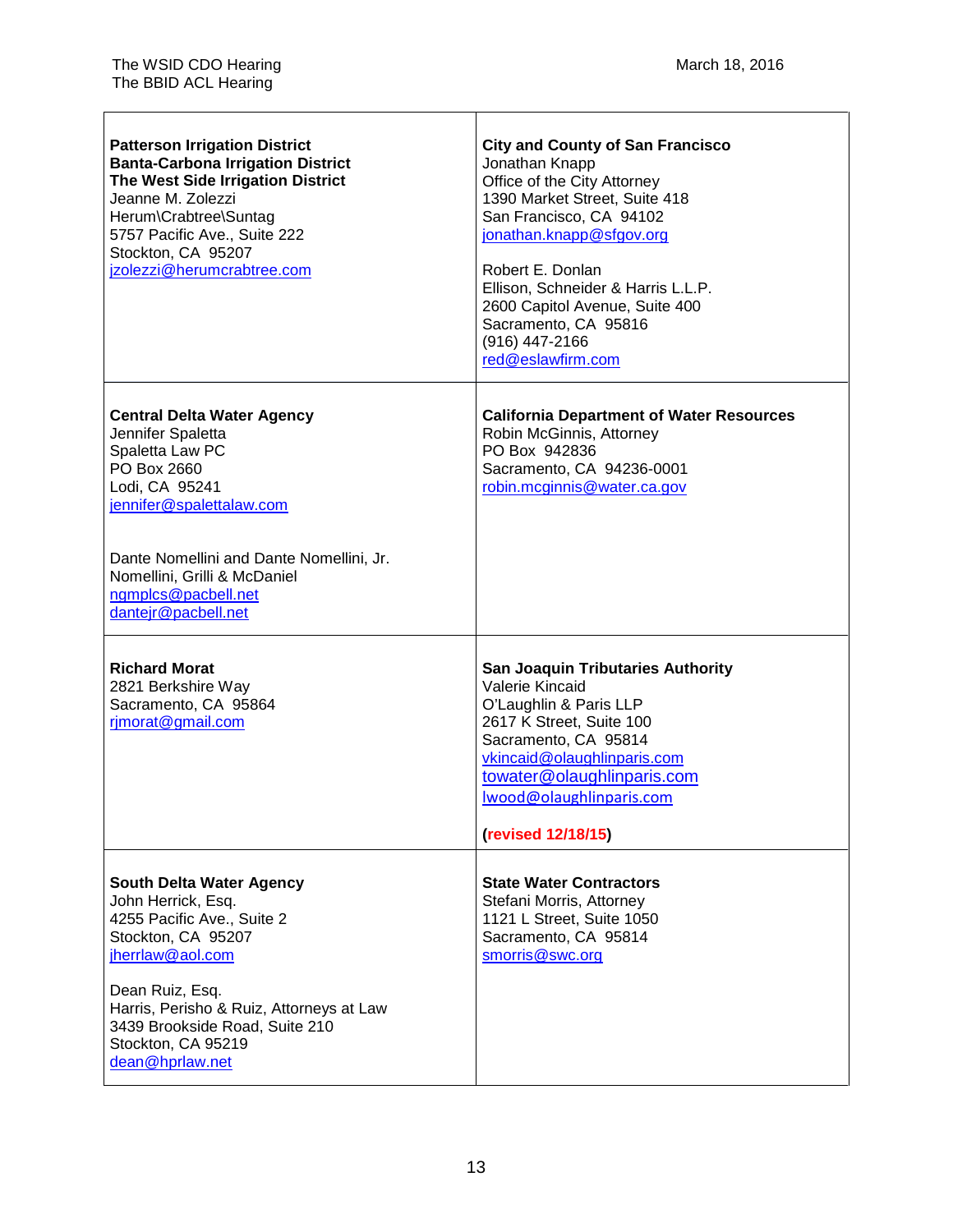| | |
|---|---|
| **Patterson Irrigation District**<br>**Banta-Carbona Irrigation District**<br>**The West Side Irrigation District**<br>Jeanne M. Zolezzi<br>Herum\Crabtree\Suntag<br>5757 Pacific Ave., Suite 222<br>Stockton, CA 95207<br>jzolezzi@herumcrabtree.com | **City and County of San Francisco**<br>Jonathan Knapp<br>Office of the City Attorney<br>1390 Market Street, Suite 418<br>San Francisco, CA 94102<br>jonathan.knapp@sfgov.org<br><br>Robert E. Donlan<br>Ellison, Schneider & Harris L.L.P.<br>2600 Capitol Avenue, Suite 400<br>Sacramento, CA 95816<br>(916) 447-2166<br>red@eslawfirm.com |
| **Central Delta Water Agency**<br>Jennifer Spaletta<br>Spaletta Law PC<br>PO Box 2660<br>Lodi, CA 95241<br>jennifer@spalettalaw.com<br><br>Dante Nomellini and Dante Nomellini, Jr.<br>Nomellini, Grilli & McDaniel<br>ngmplcs@pacbell.net<br>dantejr@pacbell.net | **California Department of Water Resources**<br>Robin McGinnis, Attorney<br>PO Box 942836<br>Sacramento, CA 94236-0001<br>robin.mcginnis@water.ca.gov |
| **Richard Morat**<br>2821 Berkshire Way<br>Sacramento, CA 95864<br>rjmorat@gmail.com | **San Joaquin Tributaries Authority**<br>Valerie Kincaid<br>O'Laughlin & Paris LLP<br>2617 K Street, Suite 100<br>Sacramento, CA 95814<br>vkincaid@olaughlinparis.com<br>towater@olaughlinparis.com<br>lwood@olaughlinparis.com<br><br>**(revised 12/18/15)** |
| **South Delta Water Agency**<br>John Herrick, Esq.<br>4255 Pacific Ave., Suite 2<br>Stockton, CA 95207<br>jherrlaw@aol.com<br><br>Dean Ruiz, Esq.<br>Harris, Perisho & Ruiz, Attorneys at Law<br>3439 Brookside Road, Suite 210<br>Stockton, CA 95219<br>dean@hprlaw.net | **State Water Contractors**<br>Stefani Morris, Attorney<br>1121 L Street, Suite 1050<br>Sacramento, CA 95814<br>smorris@swc.org |